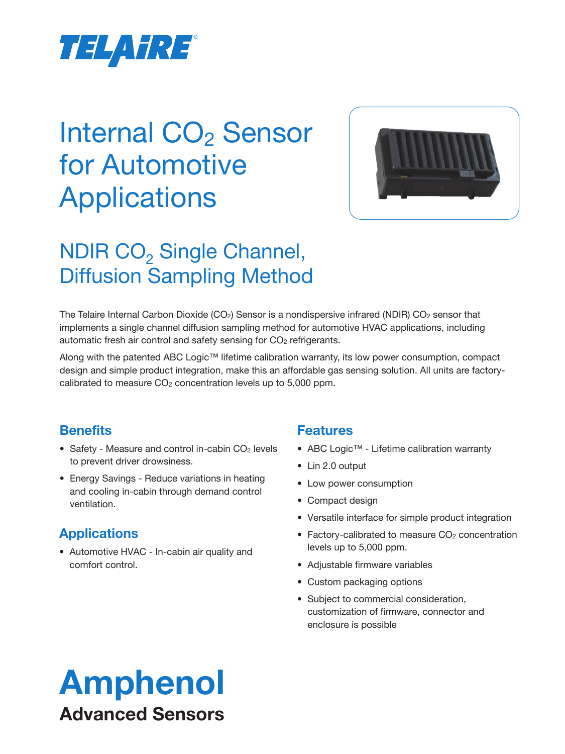TELAIRE®

# Internal $CO_2$ Sensor for Automotive Applications

## NDIR $CO_2$ Single Channel, Diffusion Sampling Method

The Telaire Internal Carbon Dioxide ($CO_2$) Sensor is a nondispersive infrared (NDIR) $CO_2$ sensor that implements a single channel diffusion sampling method for automotive HVAC applications, including automatic fresh air control and safety sensing for $CO_2$ refrigerants.

Along with the patented ABC Logic™ lifetime calibration warranty, its low power consumption, compact design and simple product integration, make this an affordable gas sensing solution. All units are factory-calibrated to measure $CO_2$ concentration levels up to 5,000 ppm.

### Benefits

- Safety - Measure and control in-cabin $CO_2$ levels to prevent driver drowsiness.
- Energy Savings - Reduce variations in heating and cooling in-cabin through demand control ventilation.

### Applications

- Automotive HVAC - In-cabin air quality and comfort control.

### Features

- ABC Logic™ - Lifetime calibration warranty
- Lin 2.0 output
- Low power consumption
- Compact design
- Versatile interface for simple product integration
- Factory-calibrated to measure $CO_2$ concentration levels up to 5,000 ppm.
- Adjustable firmware variables
- Custom packaging options
- Subject to commercial consideration, customization of firmware, connector and enclosure is possible

**Amphenol**
**Advanced Sensors**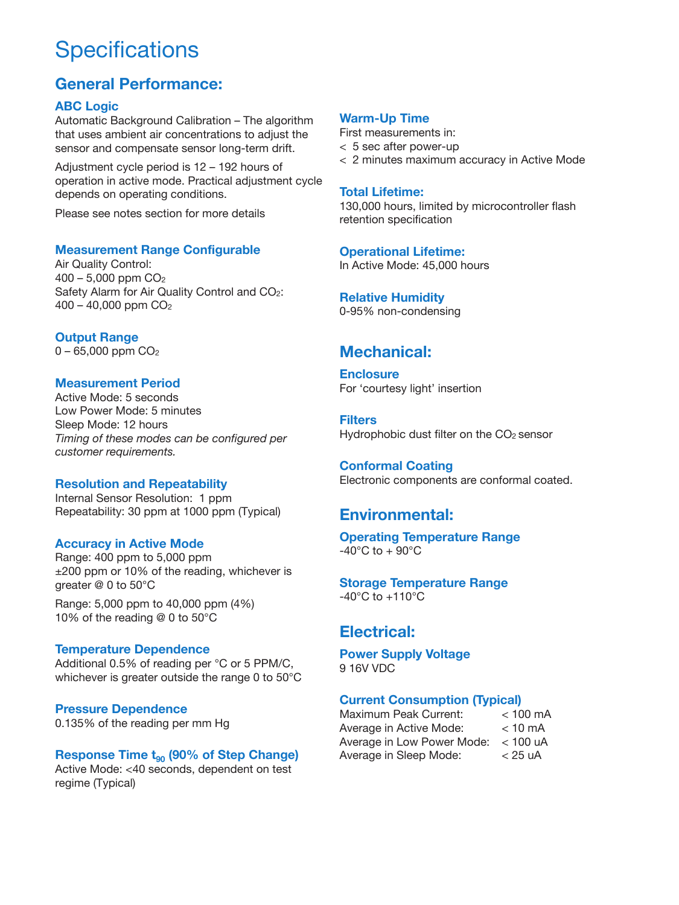# Specifications

## General Performance:

### ABC Logic

Automatic Background Calibration – The algorithm that uses ambient air concentrations to adjust the sensor and compensate sensor long-term drift.

Adjustment cycle period is 12 – 192 hours of operation in active mode. Practical adjustment cycle depends on operating conditions.

Please see notes section for more details

### Measurement Range Configurable

Air Quality Control:
400 – 5,000 ppm $CO_2$
Safety Alarm for Air Quality Control and $CO_2$:
400 – 40,000 ppm $CO_2$

### Output Range

0 – 65,000 ppm $CO_2$

### Measurement Period

Active Mode: 5 seconds
Low Power Mode: 5 minutes
Sleep Mode: 12 hours
*Timing of these modes can be configured per customer requirements.*

### Resolution and Repeatability

Internal Sensor Resolution: 1 ppm
Repeatability: 30 ppm at 1000 ppm (Typical)

### Accuracy in Active Mode

Range: 400 ppm to 5,000 ppm
±200 ppm or 10% of the reading, whichever is greater @ 0 to 50°C

Range: 5,000 ppm to 40,000 ppm (4%)
10% of the reading @ 0 to 50°C

### Temperature Dependence

Additional 0.5% of reading per °C or 5 PPM/C, whichever is greater outside the range 0 to 50°C

### Pressure Dependence

0.135% of the reading per mm Hg

### Response Time $t_{90}$ (90% of Step Change)

Active Mode: <40 seconds, dependent on test regime (Typical)

### Warm-Up Time

First measurements in:
< 5 sec after power-up
< 2 minutes maximum accuracy in Active Mode

### Total Lifetime:

130,000 hours, limited by microcontroller flash retention specification

### Operational Lifetime:

In Active Mode: 45,000 hours

### Relative Humidity

0-95% non-condensing

## Mechanical:

### Enclosure

For 'courtesy light' insertion

### Filters

Hydrophobic dust filter on the $CO_2$ sensor

### Conformal Coating

Electronic components are conformal coated.

## Environmental:

### Operating Temperature Range

-40°C to + 90°C

### Storage Temperature Range

-40°C to +110°C

## Electrical:

### Power Supply Voltage

9 16V VDC

### Current Consumption (Typical)

| | |
|---|---|
| Maximum Peak Current: | < 100 mA |
| Average in Active Mode: | < 10 mA |
| Average in Low Power Mode: | < 100 uA |
| Average in Sleep Mode: | < 25 uA |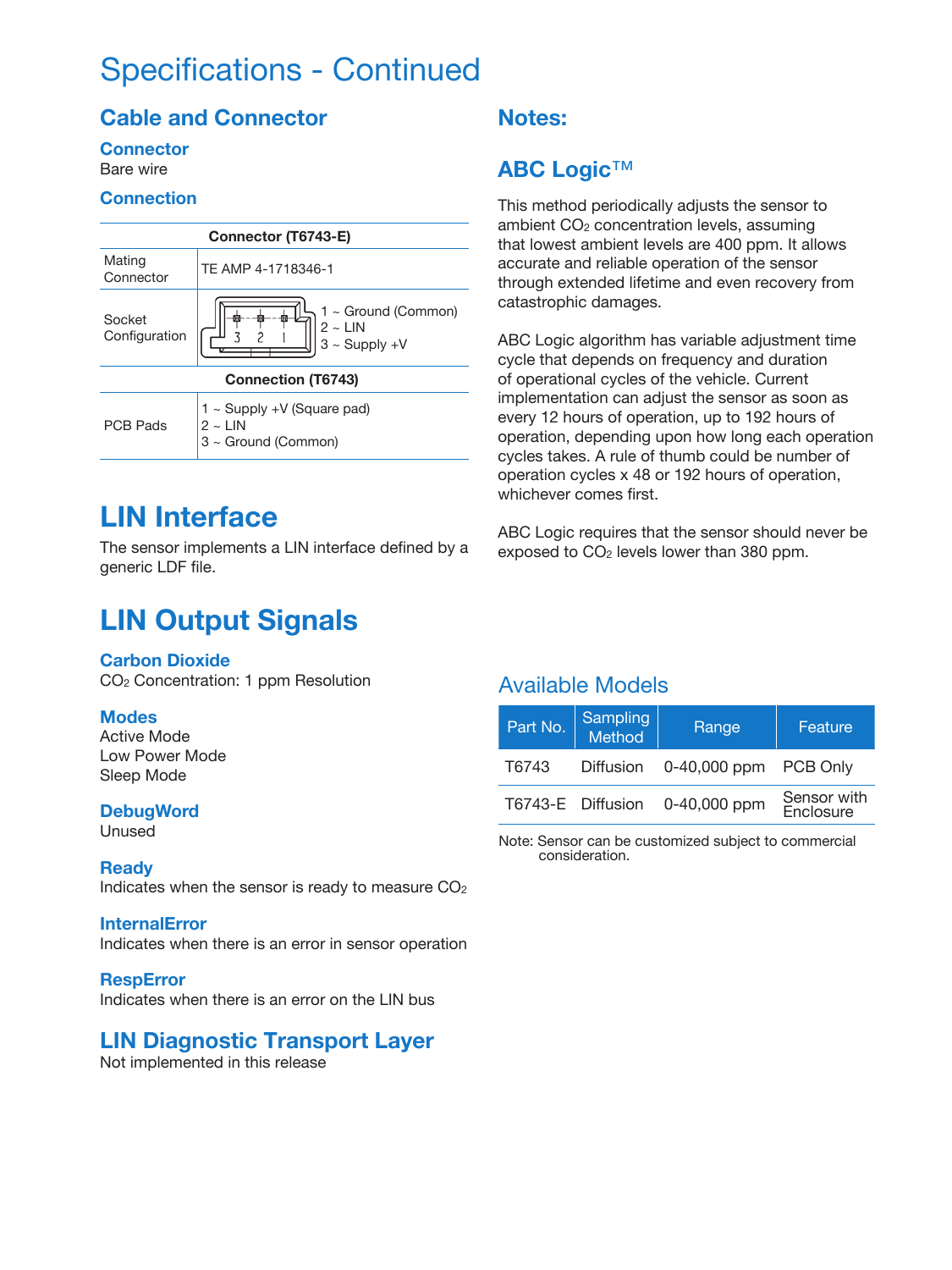# Specifications - Continued

## Cable and Connector

### Connector

Bare wire

### Connection

| Connector (T6743-E) | |
|---|---|
| Mating Connector | TE AMP 4-1718346-1 |
| Socket Configuration | 1 ~ Ground (Common)<br>2 ~ LIN<br>3 ~ Supply +V |
| **Connection (T6743)** | |
| PCB Pads | 1 ~ Supply +V (Square pad)<br>2 ~ LIN<br>3 ~ Ground (Common) |

## LIN Interface

The sensor implements a LIN interface defined by a generic LDF file.

## LIN Output Signals

### Carbon Dioxide

$CO_2$ Concentration: 1 ppm Resolution

### Modes

Active Mode
Low Power Mode
Sleep Mode

### DebugWord

Unused

### Ready

Indicates when the sensor is ready to measure $CO_2$

### InternalError

Indicates when there is an error in sensor operation

### RespError

Indicates when there is an error on the LIN bus

## LIN Diagnostic Transport Layer

Not implemented in this release

## Notes:

### ABC Logic™

This method periodically adjusts the sensor to ambient $CO_2$ concentration levels, assuming that lowest ambient levels are 400 ppm. It allows accurate and reliable operation of the sensor through extended lifetime and even recovery from catastrophic damages.

ABC Logic algorithm has variable adjustment time cycle that depends on frequency and duration of operational cycles of the vehicle. Current implementation can adjust the sensor as soon as every 12 hours of operation, up to 192 hours of operation, depending upon how long each operation cycles takes. A rule of thumb could be number of operation cycles x 48 or 192 hours of operation, whichever comes first.

ABC Logic requires that the sensor should never be exposed to $CO_2$ levels lower than 380 ppm.

## Available Models

| Part No. | Sampling Method | Range | Feature |
|---|---|---|---|
| T6743 | Diffusion | 0-40,000 ppm | PCB Only |
| T6743-E | Diffusion | 0-40,000 ppm | Sensor with Enclosure |

Note: Sensor can be customized subject to commercial consideration.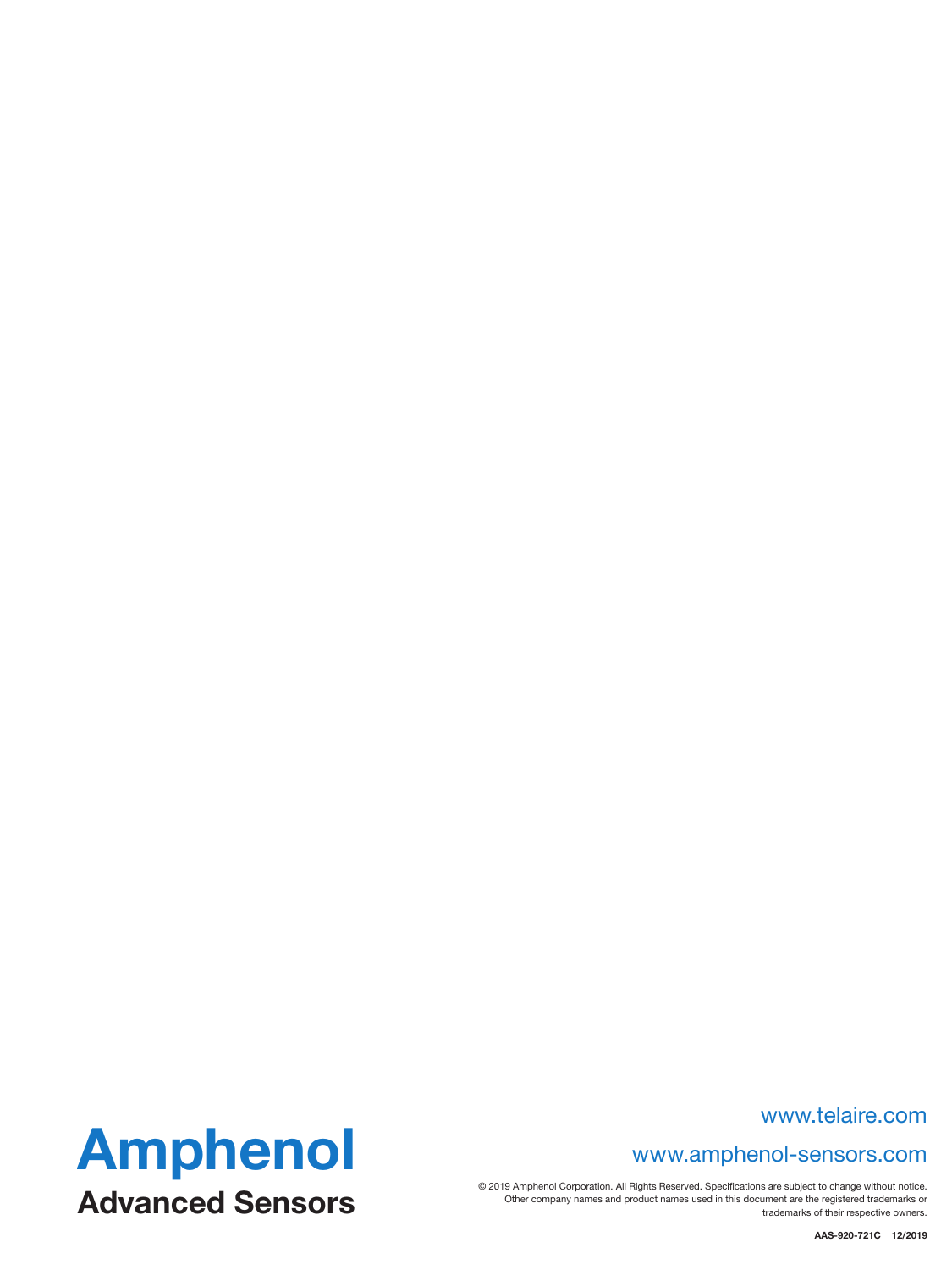**Amphenol**

**Advanced Sensors**

www.telaire.com

www.amphenol-sensors.com

© 2019 Amphenol Corporation. All Rights Reserved. Specifications are subject to change without notice. Other company names and product names used in this document are the registered trademarks or trademarks of their respective owners.

**AAS-920-721C 12/2019**